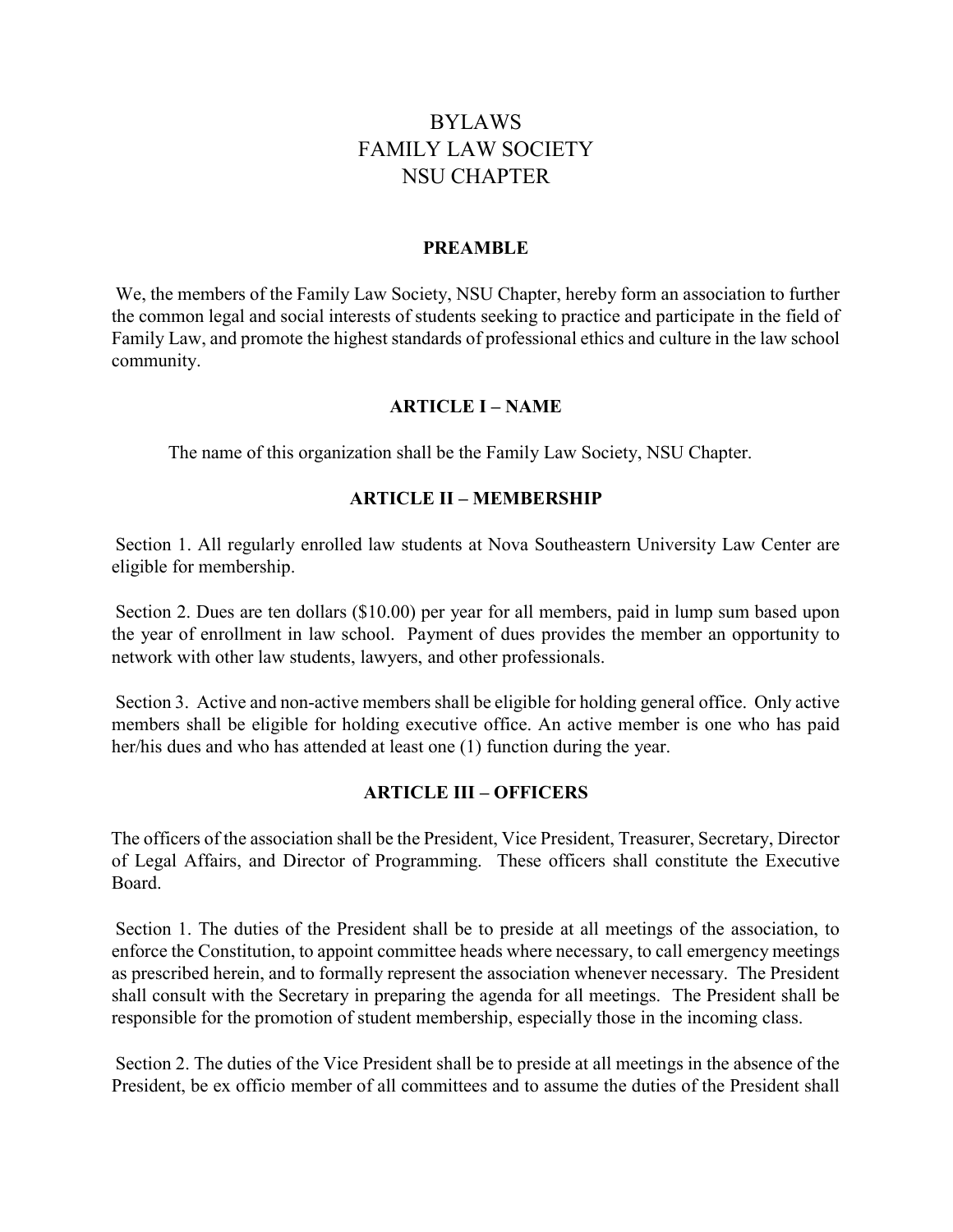# BYLAWS
# FAMILY LAW SOCIETY
# NSU CHAPTER

## PREAMBLE

We, the members of the Family Law Society, NSU Chapter, hereby form an association to further the common legal and social interests of students seeking to practice and participate in the field of Family Law, and promote the highest standards of professional ethics and culture in the law school community.

## ARTICLE I – NAME

The name of this organization shall be the Family Law Society, NSU Chapter.

## ARTICLE II – MEMBERSHIP

Section 1. All regularly enrolled law students at Nova Southeastern University Law Center are eligible for membership.

Section 2. Dues are ten dollars ($10.00) per year for all members, paid in lump sum based upon the year of enrollment in law school. Payment of dues provides the member an opportunity to network with other law students, lawyers, and other professionals.

Section 3. Active and non-active members shall be eligible for holding general office. Only active members shall be eligible for holding executive office. An active member is one who has paid her/his dues and who has attended at least one (1) function during the year.

## ARTICLE III – OFFICERS

The officers of the association shall be the President, Vice President, Treasurer, Secretary, Director of Legal Affairs, and Director of Programming. These officers shall constitute the Executive Board.

Section 1. The duties of the President shall be to preside at all meetings of the association, to enforce the Constitution, to appoint committee heads where necessary, to call emergency meetings as prescribed herein, and to formally represent the association whenever necessary. The President shall consult with the Secretary in preparing the agenda for all meetings. The President shall be responsible for the promotion of student membership, especially those in the incoming class.

Section 2. The duties of the Vice President shall be to preside at all meetings in the absence of the President, be ex officio member of all committees and to assume the duties of the President shall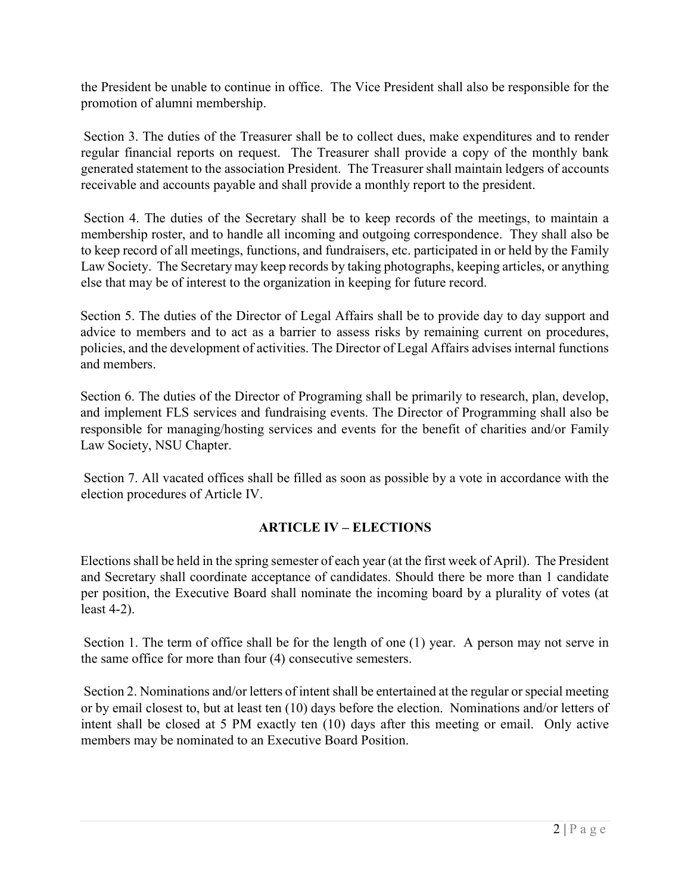the President be unable to continue in office. The Vice President shall also be responsible for the promotion of alumni membership.

Section 3. The duties of the Treasurer shall be to collect dues, make expenditures and to render regular financial reports on request. The Treasurer shall provide a copy of the monthly bank generated statement to the association President. The Treasurer shall maintain ledgers of accounts receivable and accounts payable and shall provide a monthly report to the president.

Section 4. The duties of the Secretary shall be to keep records of the meetings, to maintain a membership roster, and to handle all incoming and outgoing correspondence. They shall also be to keep record of all meetings, functions, and fundraisers, etc. participated in or held by the Family Law Society. The Secretary may keep records by taking photographs, keeping articles, or anything else that may be of interest to the organization in keeping for future record.

Section 5. The duties of the Director of Legal Affairs shall be to provide day to day support and advice to members and to act as a barrier to assess risks by remaining current on procedures, policies, and the development of activities. The Director of Legal Affairs advises internal functions and members.

Section 6. The duties of the Director of Programing shall be primarily to research, plan, develop, and implement FLS services and fundraising events. The Director of Programming shall also be responsible for managing/hosting services and events for the benefit of charities and/or Family Law Society, NSU Chapter.

Section 7. All vacated offices shall be filled as soon as possible by a vote in accordance with the election procedures of Article IV.

## ARTICLE IV – ELECTIONS

Elections shall be held in the spring semester of each year (at the first week of April). The President and Secretary shall coordinate acceptance of candidates. Should there be more than 1 candidate per position, the Executive Board shall nominate the incoming board by a plurality of votes (at least 4-2).

Section 1. The term of office shall be for the length of one (1) year. A person may not serve in the same office for more than four (4) consecutive semesters.

Section 2. Nominations and/or letters of intent shall be entertained at the regular or special meeting or by email closest to, but at least ten (10) days before the election. Nominations and/or letters of intent shall be closed at 5 PM exactly ten (10) days after this meeting or email. Only active members may be nominated to an Executive Board Position.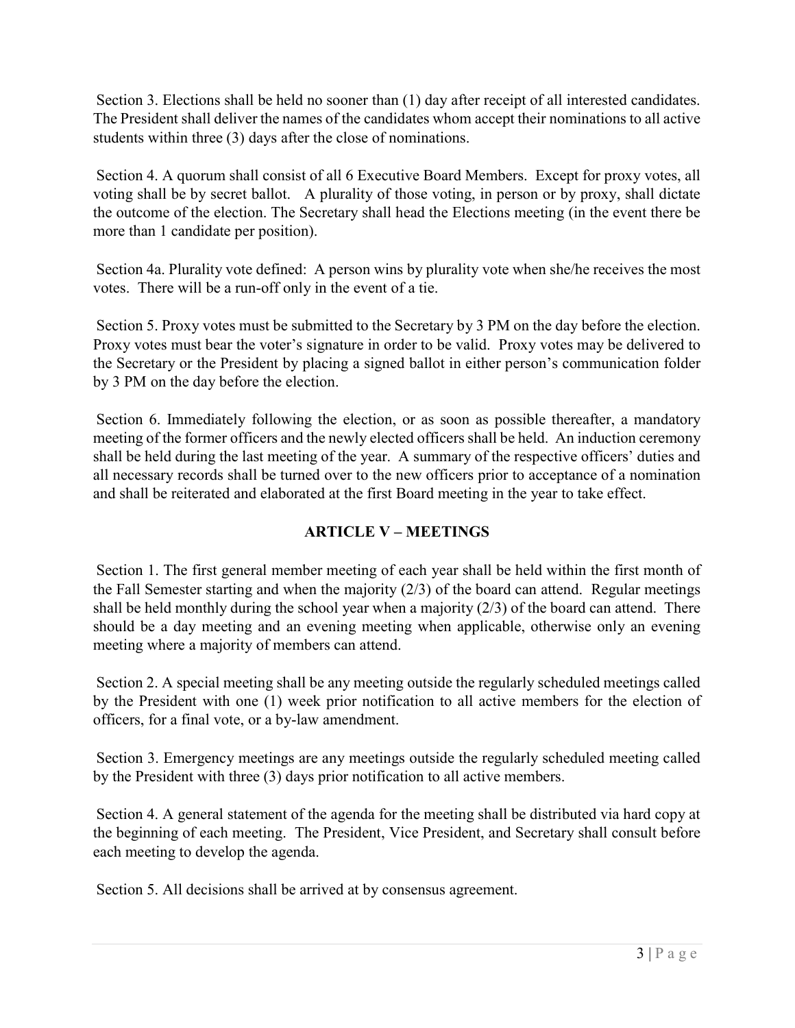Section 3. Elections shall be held no sooner than (1) day after receipt of all interested candidates. The President shall deliver the names of the candidates whom accept their nominations to all active students within three (3) days after the close of nominations.

Section 4. A quorum shall consist of all 6 Executive Board Members. Except for proxy votes, all voting shall be by secret ballot. A plurality of those voting, in person or by proxy, shall dictate the outcome of the election. The Secretary shall head the Elections meeting (in the event there be more than 1 candidate per position).

Section 4a. Plurality vote defined: A person wins by plurality vote when she/he receives the most votes. There will be a run-off only in the event of a tie.

Section 5. Proxy votes must be submitted to the Secretary by 3 PM on the day before the election. Proxy votes must bear the voter's signature in order to be valid. Proxy votes may be delivered to the Secretary or the President by placing a signed ballot in either person's communication folder by 3 PM on the day before the election.

Section 6. Immediately following the election, or as soon as possible thereafter, a mandatory meeting of the former officers and the newly elected officers shall be held. An induction ceremony shall be held during the last meeting of the year. A summary of the respective officers' duties and all necessary records shall be turned over to the new officers prior to acceptance of a nomination and shall be reiterated and elaborated at the first Board meeting in the year to take effect.

## ARTICLE V – MEETINGS

Section 1. The first general member meeting of each year shall be held within the first month of the Fall Semester starting and when the majority (2/3) of the board can attend. Regular meetings shall be held monthly during the school year when a majority (2/3) of the board can attend. There should be a day meeting and an evening meeting when applicable, otherwise only an evening meeting where a majority of members can attend.

Section 2. A special meeting shall be any meeting outside the regularly scheduled meetings called by the President with one (1) week prior notification to all active members for the election of officers, for a final vote, or a by-law amendment.

Section 3. Emergency meetings are any meetings outside the regularly scheduled meeting called by the President with three (3) days prior notification to all active members.

Section 4. A general statement of the agenda for the meeting shall be distributed via hard copy at the beginning of each meeting. The President, Vice President, and Secretary shall consult before each meeting to develop the agenda.

Section 5. All decisions shall be arrived at by consensus agreement.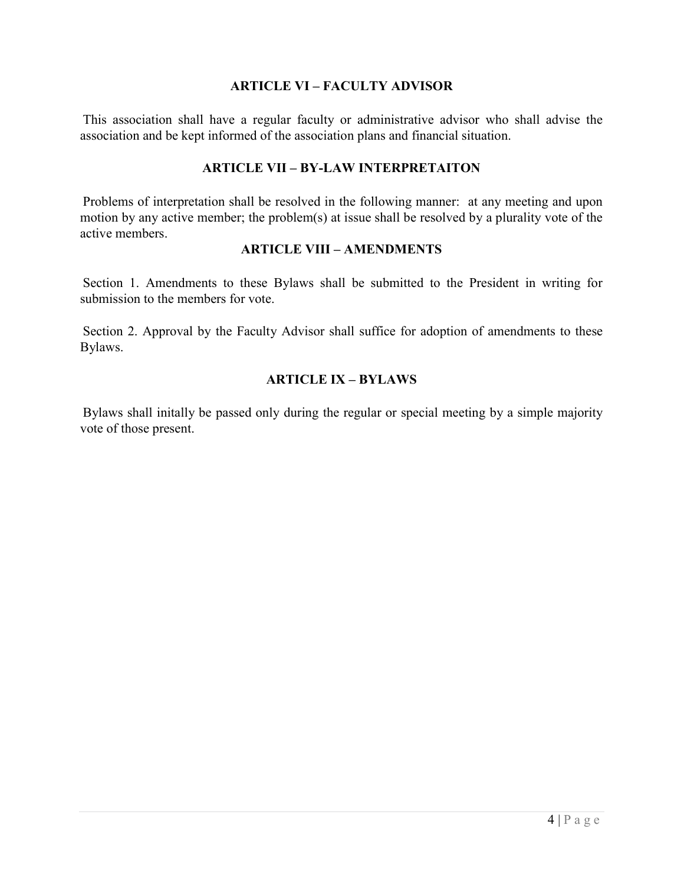## ARTICLE VI – FACULTY ADVISOR

This association shall have a regular faculty or administrative advisor who shall advise the association and be kept informed of the association plans and financial situation.

## ARTICLE VII – BY-LAW INTERPRETAITON

Problems of interpretation shall be resolved in the following manner: at any meeting and upon motion by any active member; the problem(s) at issue shall be resolved by a plurality vote of the active members.

## ARTICLE VIII – AMENDMENTS

Section 1. Amendments to these Bylaws shall be submitted to the President in writing for submission to the members for vote.

Section 2. Approval by the Faculty Advisor shall suffice for adoption of amendments to these Bylaws.

## ARTICLE IX – BYLAWS

Bylaws shall initally be passed only during the regular or special meeting by a simple majority vote of those present.